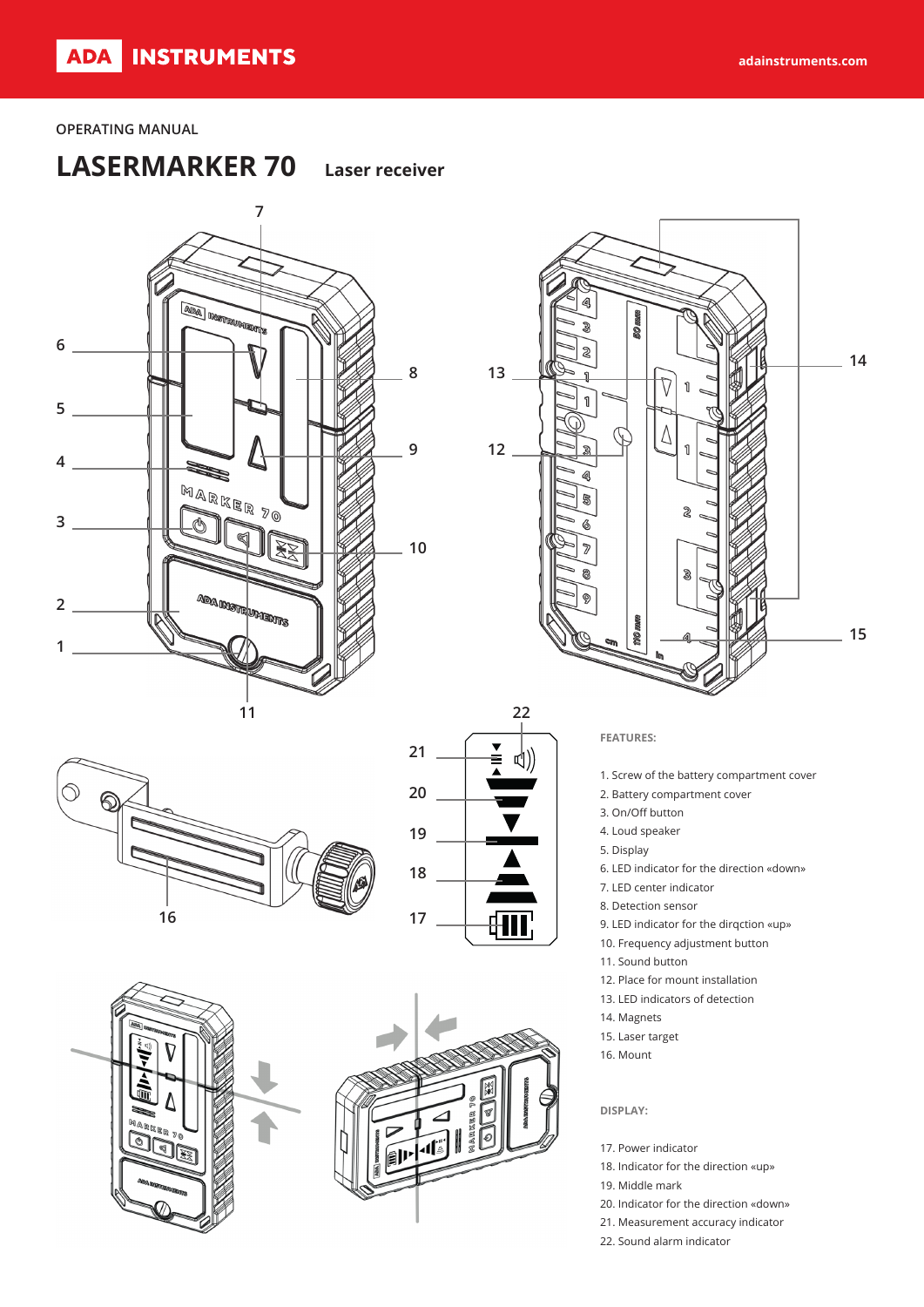ADA INSTRUMENTS

OPERATING MANUAL

# LASERMARKER 70 Laser receiver

FEATURES:

1. Screw of the battery compartment cover
2. Battery compartment cover
3. On/Off button
4. Loud speaker
5. Display
6. LED indicator for the direction «down»
7. LED center indicator
8. Detection sensor
9. LED indicator for the dirqction «up»
10. Frequency adjustment button
11. Sound button
12. Place for mount installation
13. LED indicators of detection
14. Magnets
15. Laser target
16. Mount

DISPLAY:

17. Power indicator
18. Indicator for the direction «up»
19. Middle mark
20. Indicator for the direction «down»
21. Measurement accuracy indicator
22. Sound alarm indicator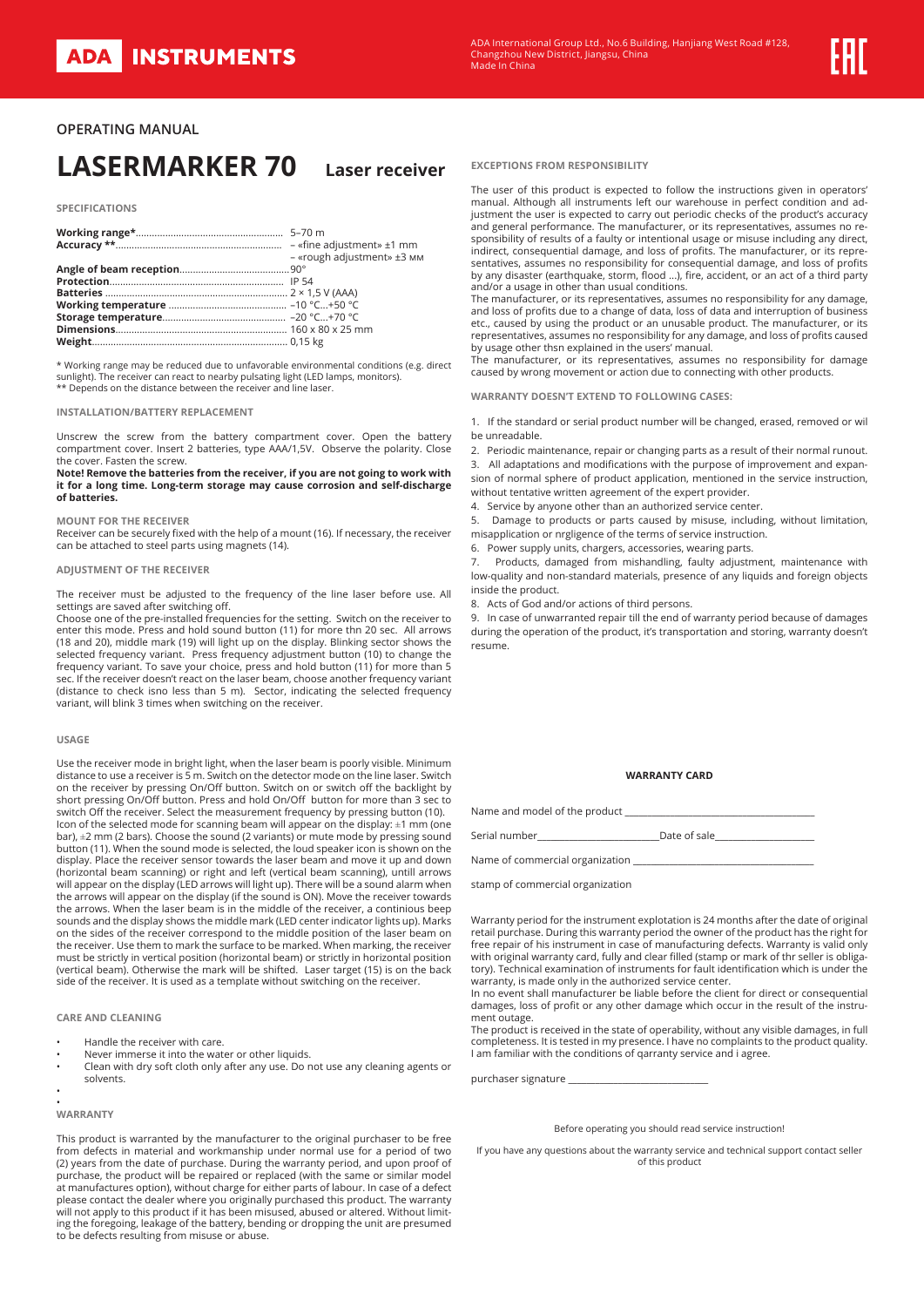ADA INSTRUMENTS

ADA International Group Ltd., No.6 Building, Hanjiang West Road #128, Changzhou New District, Jiangsu, China
Made In China

OPERATING MANUAL

# LASERMARKER 70 Laser receiver

## SPECIFICATIONS

| | |
|---|---|
| **Working range*** | 5–70 m |
| **Accuracy **** | – «fine adjustment» ±1 mm<br>– «rough adjustment» ±3 мм |
| **Angle of beam reception** | 90° |
| **Protection** | IP 54 |
| **Batteries** | 2 × 1,5 V (AAA) |
| **Working temperature** | –10 °C...+50 °C |
| **Storage temperature** | –20 °C...+70 °C |
| **Dimensions** | 160 x 80 x 25 mm |
| **Weight** | 0,15 kg |

* Working range may be reduced due to unfavorable environmental conditions (e.g. direct sunlight). The receiver can react to nearby pulsating light (LED lamps, monitors).
** Depends on the distance between the receiver and line laser.

## INSTALLATION/BATTERY REPLACEMENT

Unscrew the screw from the battery compartment cover. Open the battery compartment cover. Insert 2 batteries, type AAA/1,5V. Observe the polarity. Close the cover. Fasten the screw.
**Note! Remove the batteries from the receiver, if you are not going to work with it for a long time. Long-term storage may cause corrosion and self-discharge of batteries.**

## MOUNT FOR THE RECEIVER

Receiver can be securely fixed with the help of a mount (16). If necessary, the receiver can be attached to steel parts using magnets (14).

## ADJUSTMENT OF THE RECEIVER

The receiver must be adjusted to the frequency of the line laser before use. All settings are saved after switching off.
Choose one of the pre-installed frequencies for the setting. Switch on the receiver to enter this mode. Press and hold sound button (11) for more thn 20 sec. All arrows (18 and 20), middle mark (19) will light up on the display. Blinking sector shows the selected frequency variant. Press frequency adjustment button (10) to change the frequency variant. To save your choice, press and hold button (11) for more than 5 sec. If the receiver doesn't react on the laser beam, choose another frequency variant (distance to check isno less than 5 m). Sector, indicating the selected frequency variant, will blink 3 times when switching on the receiver.

## USAGE

Use the receiver mode in bright light, when the laser beam is poorly visible. Minimum distance to use a receiver is 5 m. Switch on the detector mode on the line laser. Switch on the receiver by pressing On/Off button. Switch on or switch off the backlight by short pressing On/Off button. Press and hold On/Off button for more than 3 sec to switch Off the receiver. Select the measurement frequency by pressing button (10). Icon of the selected mode for scanning beam will appear on the display: ±1 mm (one bar), ±2 mm (2 bars). Choose the sound (2 variants) or mute mode by pressing sound button (11). When the sound mode is selected, the loud speaker icon is shown on the display. Place the receiver sensor towards the laser beam and move it up and down (horizontal beam scanning) or right and left (vertical beam scanning), untill arrows will appear on the display (LED arrows will light up). There will be a sound alarm when the arrows will appear on the display (if the sound is ON). Move the receiver towards the arrows. When the laser beam is in the middle of the receiver, a continious beep sounds and the display shows the middle mark (LED center indicator lights up). Marks on the sides of the receiver correspond to the middle position of the laser beam on the receiver. Use them to mark the surface to be marked. When marking, the receiver must be strictly in vertical position (horizontal beam) or strictly in horizontal position (vertical beam). Otherwise the mark will be shifted. Laser target (15) is on the back side of the receiver. It is used as a template without switching on the receiver.

## CARE AND CLEANING

- Handle the receiver with care.
- Never immerse it into the water or other liquids.
- Clean with dry soft cloth only after any use. Do not use any cleaning agents or solvents.

## WARRANTY

This product is warranted by the manufacturer to the original purchaser to be free from defects in material and workmanship under normal use for a period of two (2) years from the date of purchase. During the warranty period, and upon proof of purchase, the product will be repaired or replaced (with the same or similar model at manufactures option), without charge for either parts of labour. In case of a defect please contact the dealer where you originally purchased this product. The warranty will not apply to this product if it has been misused, abused or altered. Without limiting the foregoing, leakage of the battery, bending or dropping the unit are presumed to be defects resulting from misuse or abuse.

## EXCEPTIONS FROM RESPONSIBILITY

The user of this product is expected to follow the instructions given in operators' manual. Although all instruments left our warehouse in perfect condition and adjustment the user is expected to carry out periodic checks of the product's accuracy and general performance. The manufacturer, or its representatives, assumes no responsibility of results of a faulty or intentional usage or misuse including any direct, indirect, consequential damage, and loss of profits. The manufacturer, or its representatives, assumes no responsibility for consequential damage, and loss of profits by any disaster (earthquake, storm, flood ...), fire, accident, or an act of a third party and/or a usage in other than usual conditions.
The manufacturer, or its representatives, assumes no responsibility for any damage, and loss of profits due to a change of data, loss of data and interruption of business etc., caused by using the product or an unusable product. The manufacturer, or its representatives, assumes no responsibility for any damage, and loss of profits caused by usage other thsn explained in the users' manual.
The manufacturer, or its representatives, assumes no responsibility for damage caused by wrong movement or action due to connecting with other products.

## WARRANTY DOESN'T EXTEND TO FOLLOWING CASES:

1. If the standard or serial product number will be changed, erased, removed or wil be unreadable.
2. Periodic maintenance, repair or changing parts as a result of their normal runout.
3. All adaptations and modifications with the purpose of improvement and expansion of normal sphere of product application, mentioned in the service instruction, without tentative written agreement of the expert provider.
4. Service by anyone other than an authorized service center.
5. Damage to products or parts caused by misuse, including, without limitation, misapplication or nrgligence of the terms of service instruction.
6. Power supply units, chargers, accessories, wearing parts.
7. Products, damaged from mishandling, faulty adjustment, maintenance with low-quality and non-standard materials, presence of any liquids and foreign objects inside the product.
8. Acts of God and/or actions of third persons.
9. In case of unwarranted repair till the end of warranty period because of damages during the operation of the product, it's transportation and storing, warranty doesn't resume.

## WARRANTY CARD

Name and model of the product ______________________________

Serial number____________________ Date of sale________________

Name of commercial organization ______________________________

stamp of commercial organization

Warranty period for the instrument explotation is 24 months after the date of original retail purchase. During this warranty period the owner of the product has the right for free repair of his instrument in case of manufacturing defects. Warranty is valid only with original warranty card, fully and clear filled (stamp or mark of thr seller is obligatory). Technical examination of instruments for fault identification which is under the warranty, is made only in the authorized service center.
In no event shall manufacturer be liable before the client for direct or consequential damages, loss of profit or any other damage which occur in the result of the instrument outage.
The product is received in the state of operability, without any visible damages, in full completeness. It is tested in my presence. I have no complaints to the product quality. I am familiar with the conditions of qarranty service and i agree.

purchaser signature ______________________

Before operating you should read service instruction!

If you have any questions about the warranty service and technical support contact seller of this product